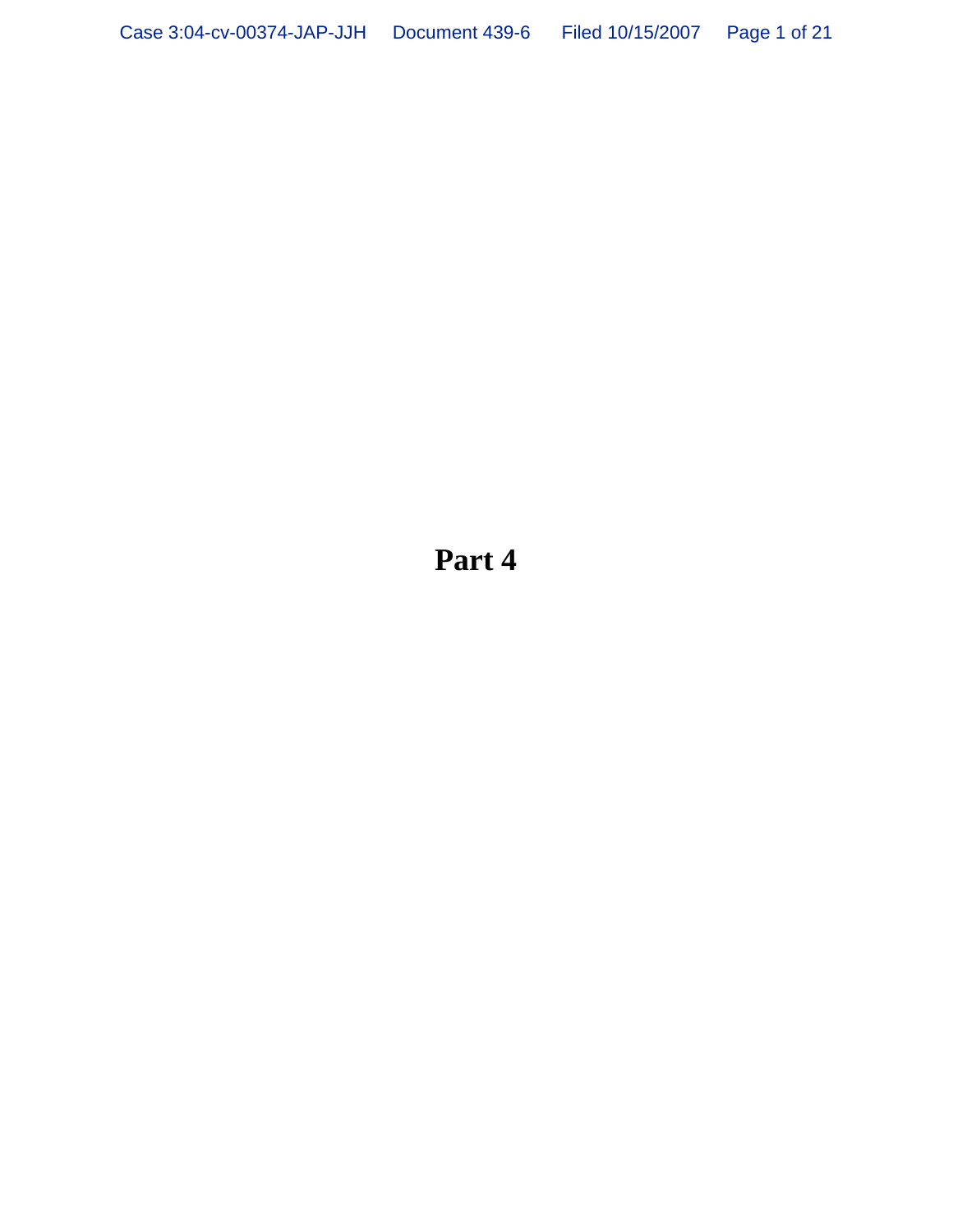**Part 4**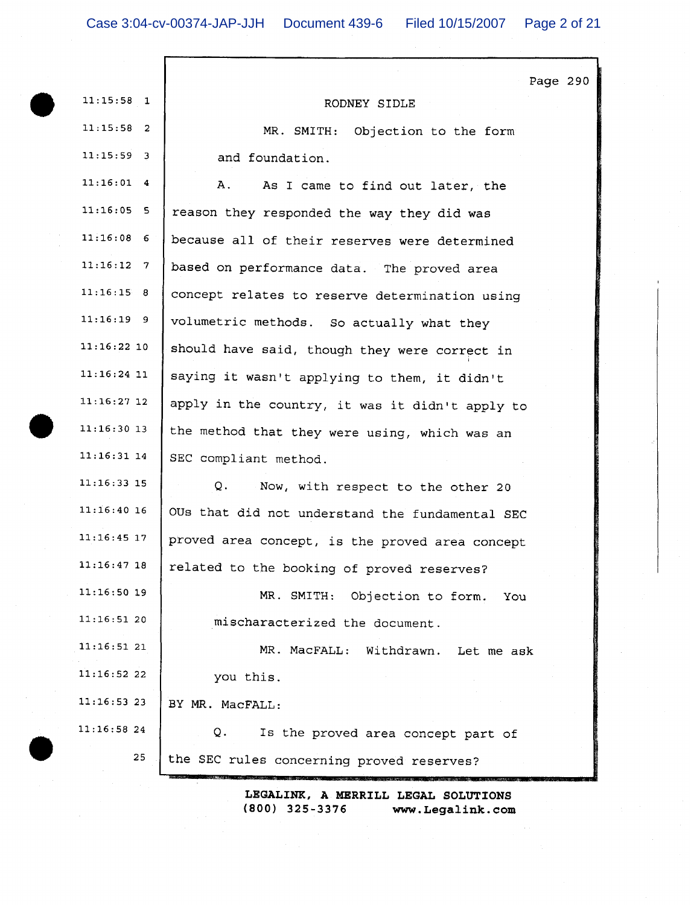RODNEY SIDLE

MR. SMITH: Objection to the form and foundation.

A. As I came to find out later, the reason they responded the way they did was because all of their reserves were determined based on performance data. The proved area concept relates to reserve determination using volumetric methods. So actually what they should have said, though they were correct in saying it wasn't applying to them, it didn't apply in the country, it was it didn't apply to the method that they were using, which was an SEC compliant method.

Q. Now, with respect to the other 20 OUs that did not understand the fundamental SEC proved area concept, is the proved area concept related to the booking of proved reserves?

MR. SMITH: Objection to form. You mischaracterized the document.

MR. MacFALL: Withdrawn. Let me ask you this.

BY MR. MacFALL:

Q. Is the proved area concept part of the SEC rules concerning proved reserves?

LEGALINK, A MERRILL LEGAL SOLUTIONS
(800) 325-3376 www.Legalink.com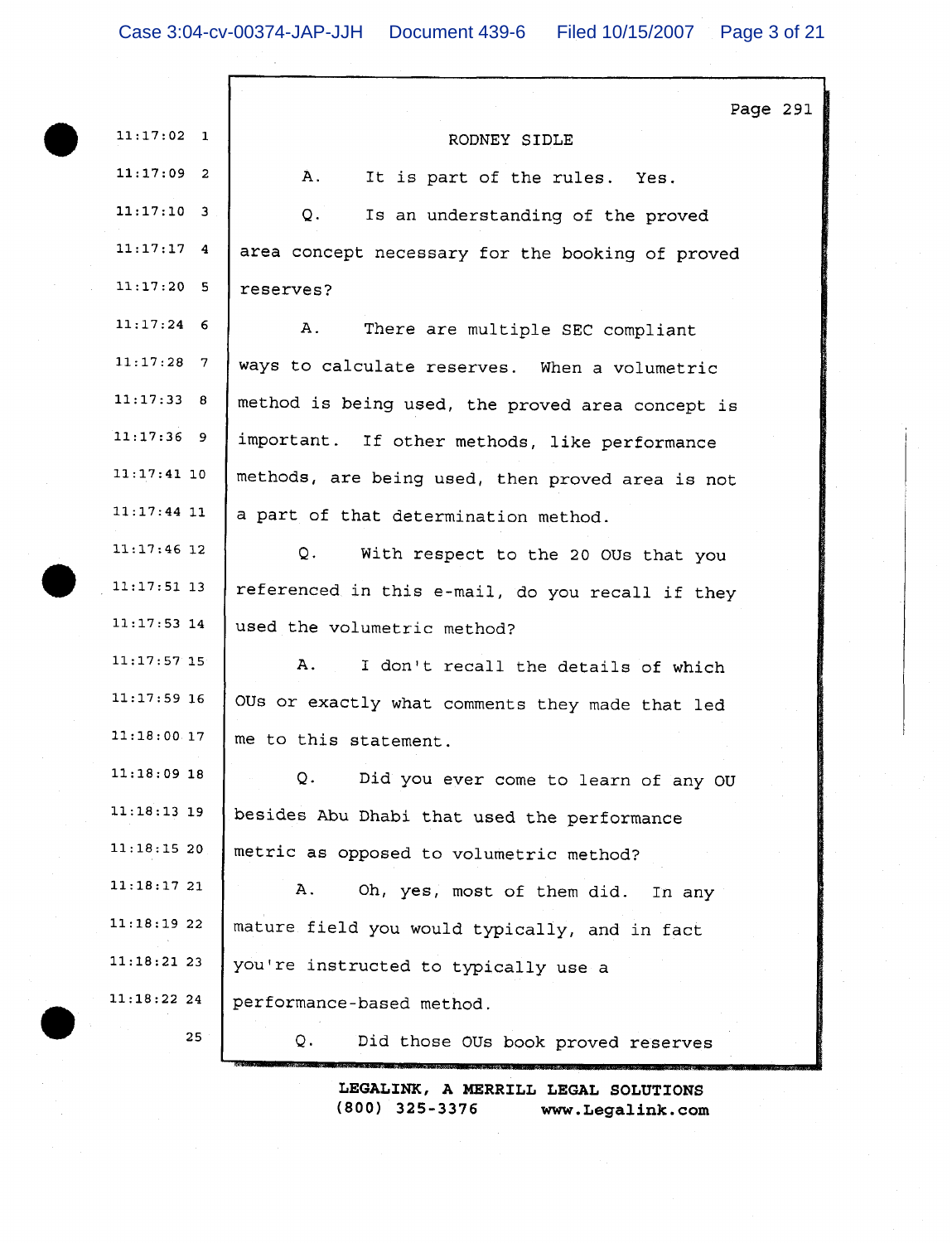RODNEY SIDLE

A. It is part of the rules. Yes.

Q. Is an understanding of the proved area concept necessary for the booking of proved reserves?

A. There are multiple SEC compliant ways to calculate reserves. When a volumetric method is being used, the proved area concept is important. If other methods, like performance methods, are being used, then proved area is not a part of that determination method.

Q. With respect to the 20 OUs that you referenced in this e-mail, do you recall if they used the volumetric method?

A. I don't recall the details of which OUs or exactly what comments they made that led me to this statement.

Q. Did you ever come to learn of any OU besides Abu Dhabi that used the performance metric as opposed to volumetric method?

A. Oh, yes, most of them did. In any mature field you would typically, and in fact you're instructed to typically use a performance-based method.

Q. Did those OUs book proved reserves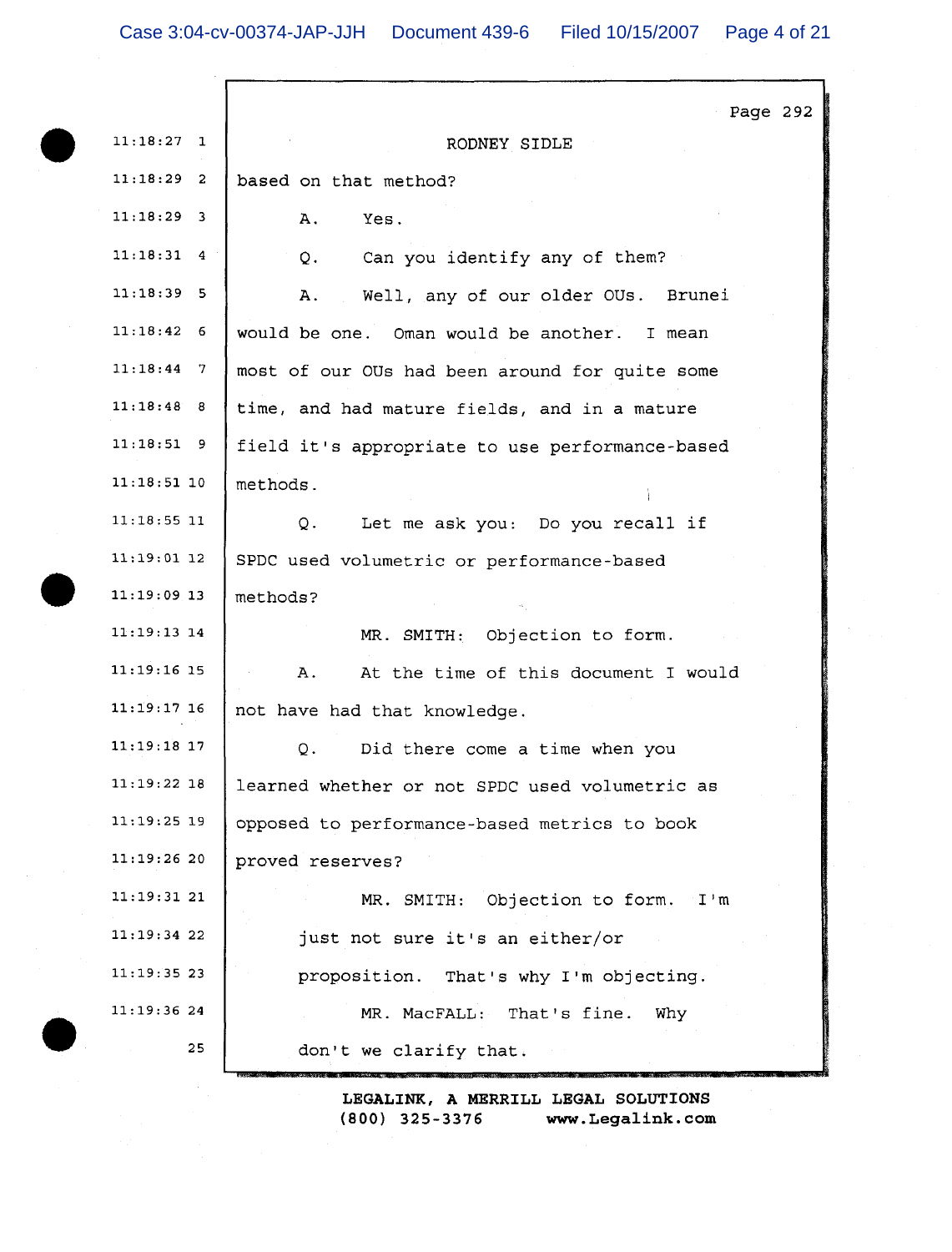Page 292

RODNEY SIDLE

based on that method?

A. Yes.

Q. Can you identify any of them?

A. Well, any of our older OUs. Brunei would be one. Oman would be another. I mean most of our OUs had been around for quite some time, and had mature fields, and in a mature field it's appropriate to use performance-based methods.

Q. Let me ask you: Do you recall if SPDC used volumetric or performance-based methods?

MR. SMITH: Objection to form.

A. At the time of this document I would not have had that knowledge.

Q. Did there come a time when you learned whether or not SPDC used volumetric as opposed to performance-based metrics to book proved reserves?

MR. SMITH: Objection to form. I'm just not sure it's an either/or proposition. That's why I'm objecting.

MR. MacFALL: That's fine. Why don't we clarify that.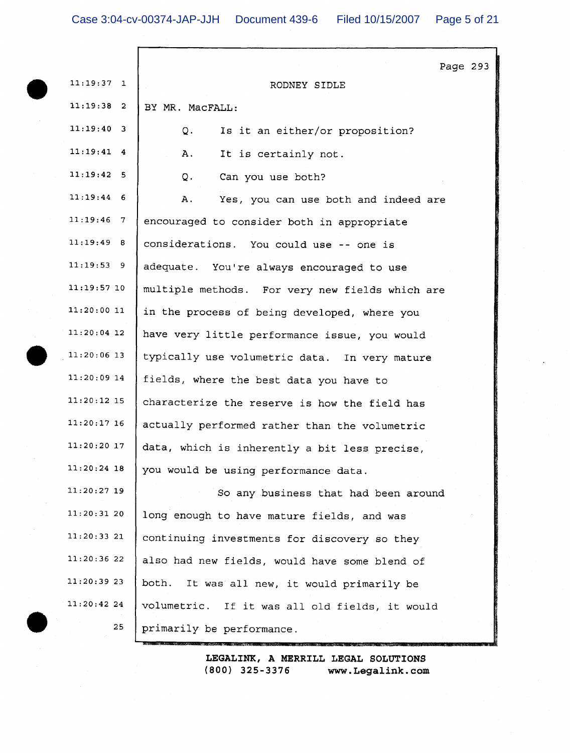RODNEY SIDLE

BY MR. MacFALL:

Q. Is it an either/or proposition?

A. It is certainly not.

Q. Can you use both?

A. Yes, you can use both and indeed are encouraged to consider both in appropriate considerations. You could use -- one is adequate. You're always encouraged to use multiple methods. For very new fields which are in the process of being developed, where you have very little performance issue, you would typically use volumetric data. In very mature fields, where the best data you have to characterize the reserve is how the field has actually performed rather than the volumetric data, which is inherently a bit less precise, you would be using performance data.

So any business that had been around long enough to have mature fields, and was continuing investments for discovery so they also had new fields, would have some blend of both. It was all new, it would primarily be volumetric. If it was all old fields, it would primarily be performance.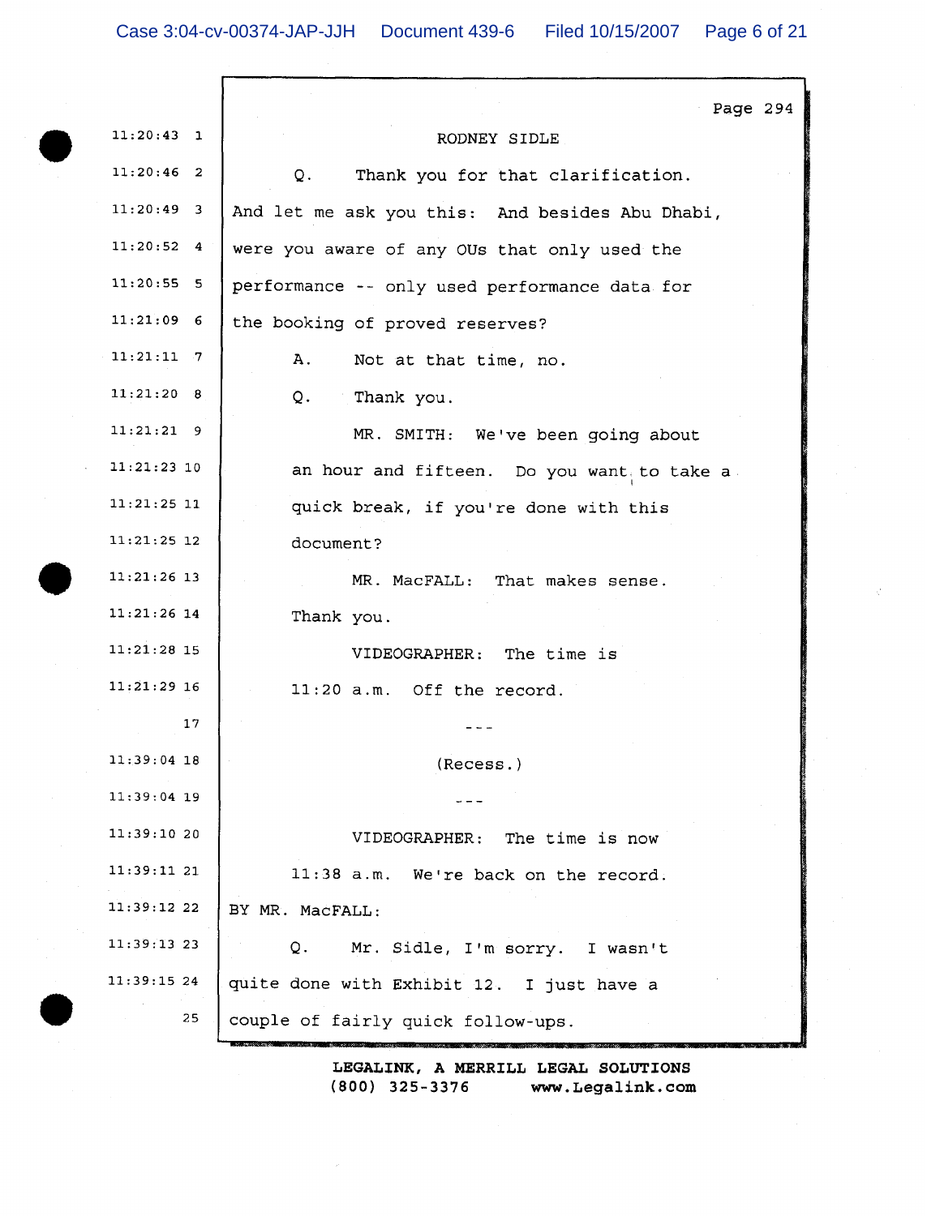RODNEY SIDLE

Q. Thank you for that clarification. And let me ask you this: And besides Abu Dhabi, were you aware of any OUs that only used the performance -- only used performance data for the booking of proved reserves?

A. Not at that time, no.

Q. Thank you.

MR. SMITH: We've been going about an hour and fifteen. Do you want to take a quick break, if you're done with this document?

MR. MacFALL: That makes sense. Thank you.

VIDEOGRAPHER: The time is 11:20 a.m. Off the record.

---

(Recess.)

---

VIDEOGRAPHER: The time is now 11:38 a.m. We're back on the record.

BY MR. MacFALL:

Q. Mr. Sidle, I'm sorry. I wasn't quite done with Exhibit 12. I just have a couple of fairly quick follow-ups.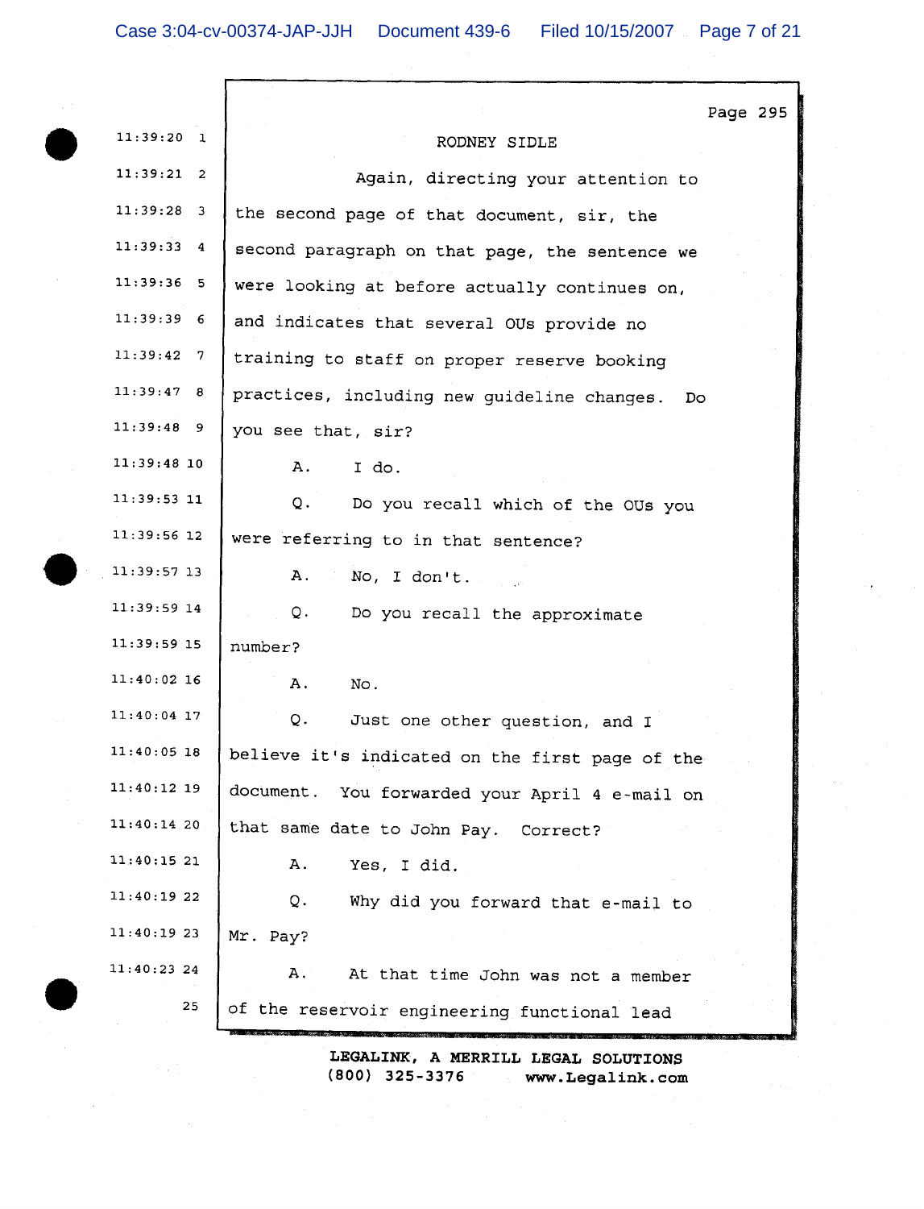RODNEY SIDLE

Again, directing your attention to the second page of that document, sir, the second paragraph on that page, the sentence we were looking at before actually continues on, and indicates that several OUs provide no training to staff on proper reserve booking practices, including new guideline changes. Do you see that, sir?

A. I do.

Q. Do you recall which of the OUs you were referring to in that sentence?

A. No, I don't.

Q. Do you recall the approximate number?

A. No.

Q. Just one other question, and I believe it's indicated on the first page of the document. You forwarded your April 4 e-mail on that same date to John Pay. Correct?

A. Yes, I did.

Q. Why did you forward that e-mail to Mr. Pay?

A. At that time John was not a member of the reservoir engineering functional lead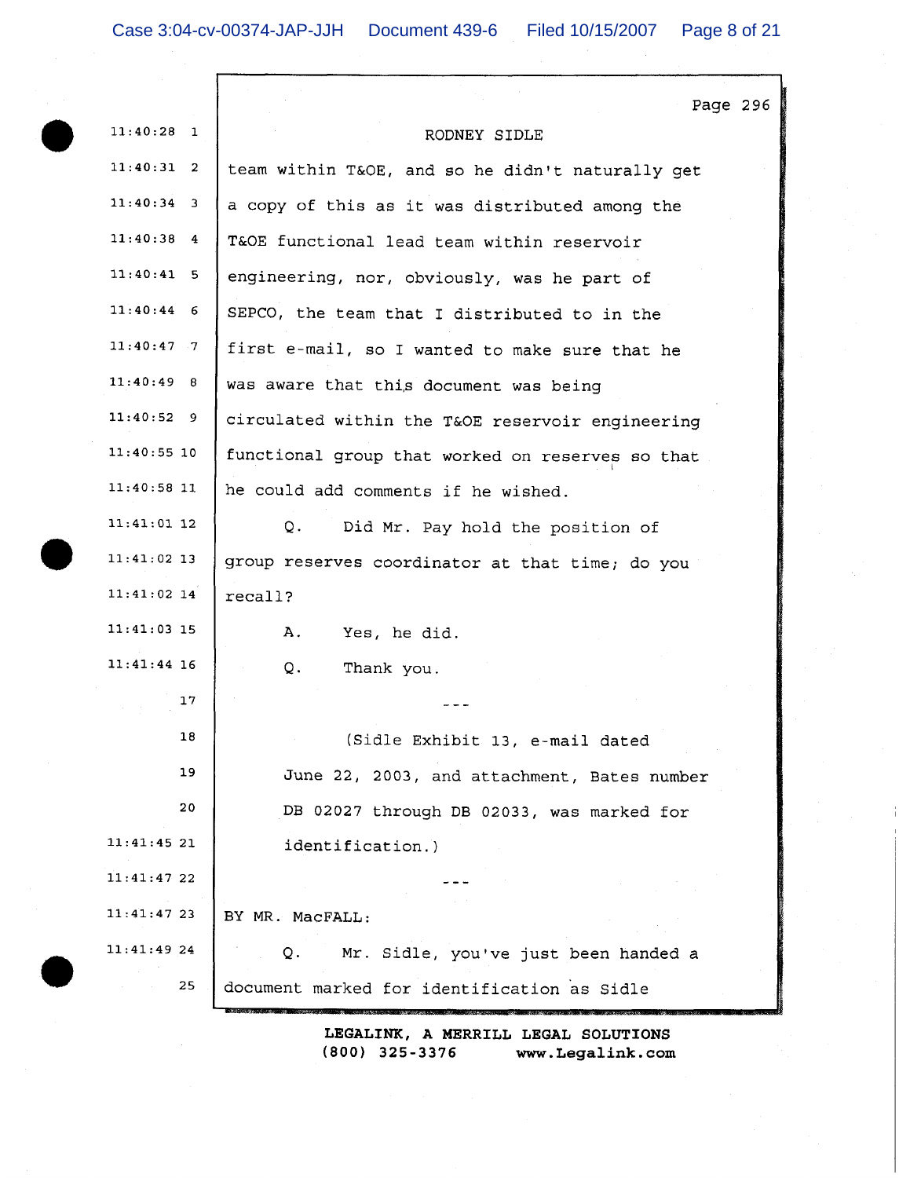RODNEY SIDLE

team within T&OE, and so he didn't naturally get a copy of this as it was distributed among the T&OE functional lead team within reservoir engineering, nor, obviously, was he part of SEPCO, the team that I distributed to in the first e-mail, so I wanted to make sure that he was aware that this document was being circulated within the T&OE reservoir engineering functional group that worked on reserves so that he could add comments if he wished.

Q. Did Mr. Pay hold the position of group reserves coordinator at that time; do you recall?

A. Yes, he did.

Q. Thank you.

---

(Sidle Exhibit 13, e-mail dated June 22, 2003, and attachment, Bates number DB 02027 through DB 02033, was marked for identification.)

---

BY MR. MacFALL:

Q. Mr. Sidle, you've just been handed a document marked for identification as Sidle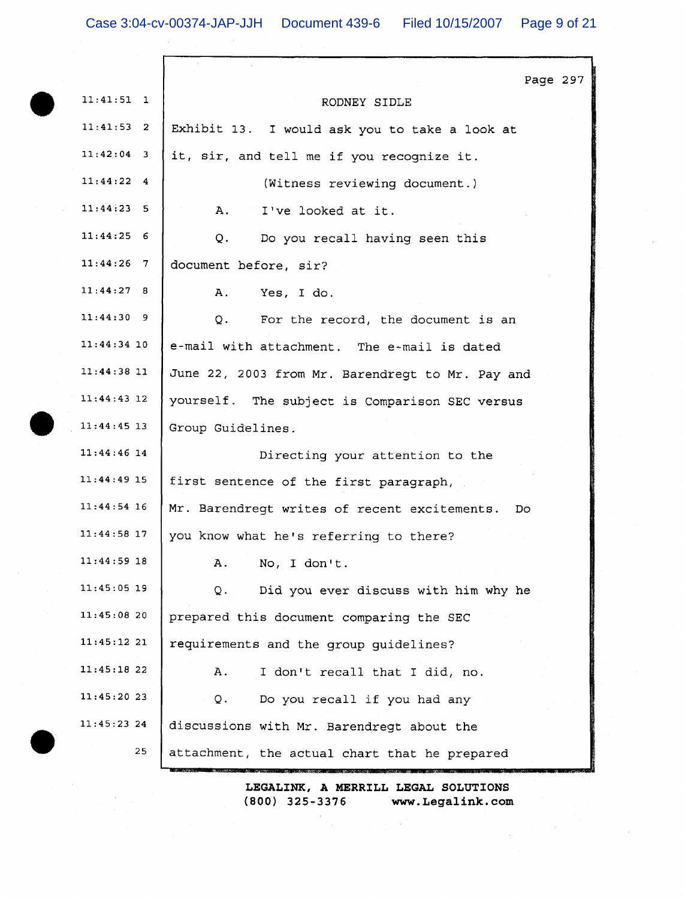RODNEY SIDLE

Exhibit 13. I would ask you to take a look at it, sir, and tell me if you recognize it.

(Witness reviewing document.)

A. I've looked at it.

Q. Do you recall having seen this document before, sir?

A. Yes, I do.

Q. For the record, the document is an e-mail with attachment. The e-mail is dated June 22, 2003 from Mr. Barendregt to Mr. Pay and yourself. The subject is Comparison SEC versus Group Guidelines.

Directing your attention to the first sentence of the first paragraph, Mr. Barendregt writes of recent excitements. Do you know what he's referring to there?

A. No, I don't.

Q. Did you ever discuss with him why he prepared this document comparing the SEC requirements and the group guidelines?

A. I don't recall that I did, no.

Q. Do you recall if you had any discussions with Mr. Barendregt about the attachment, the actual chart that he prepared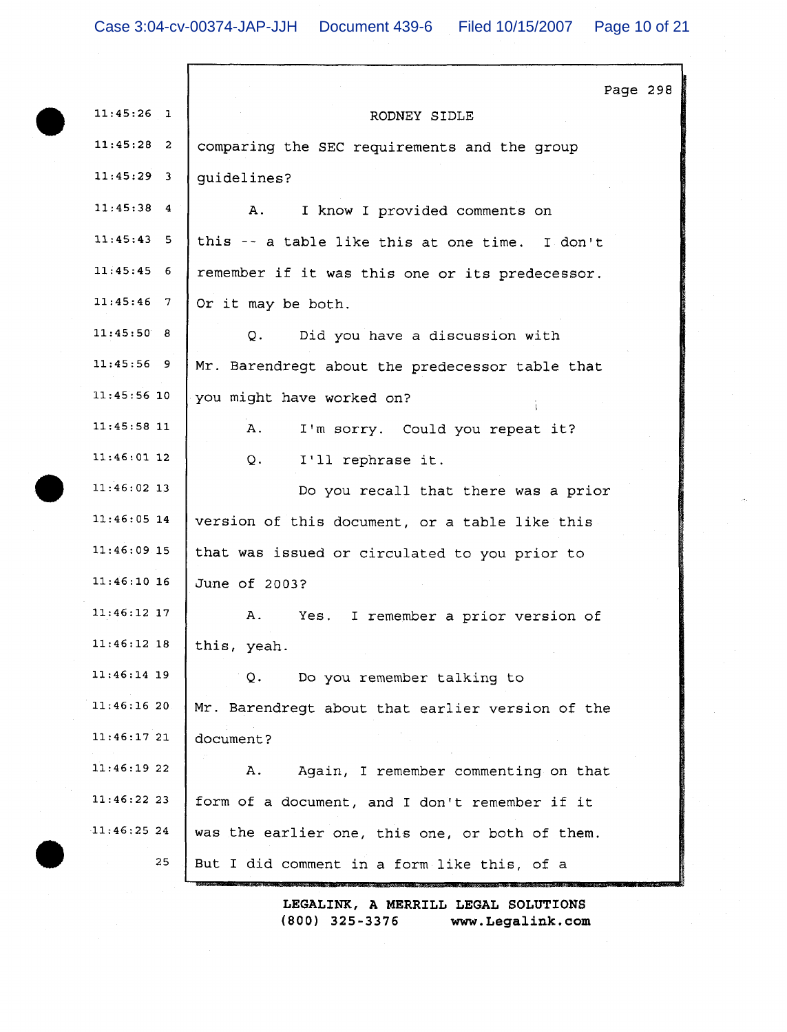RODNEY SIDLE

comparing the SEC requirements and the group guidelines?

A. I know I provided comments on this -- a table like this at one time. I don't remember if it was this one or its predecessor. Or it may be both.

Q. Did you have a discussion with Mr. Barendregt about the predecessor table that you might have worked on?

A. I'm sorry. Could you repeat it?

Q. I'll rephrase it.

Do you recall that there was a prior version of this document, or a table like this that was issued or circulated to you prior to June of 2003?

A. Yes. I remember a prior version of this, yeah.

Q. Do you remember talking to Mr. Barendregt about that earlier version of the document?

A. Again, I remember commenting on that form of a document, and I don't remember if it was the earlier one, this one, or both of them. But I did comment in a form like this, of a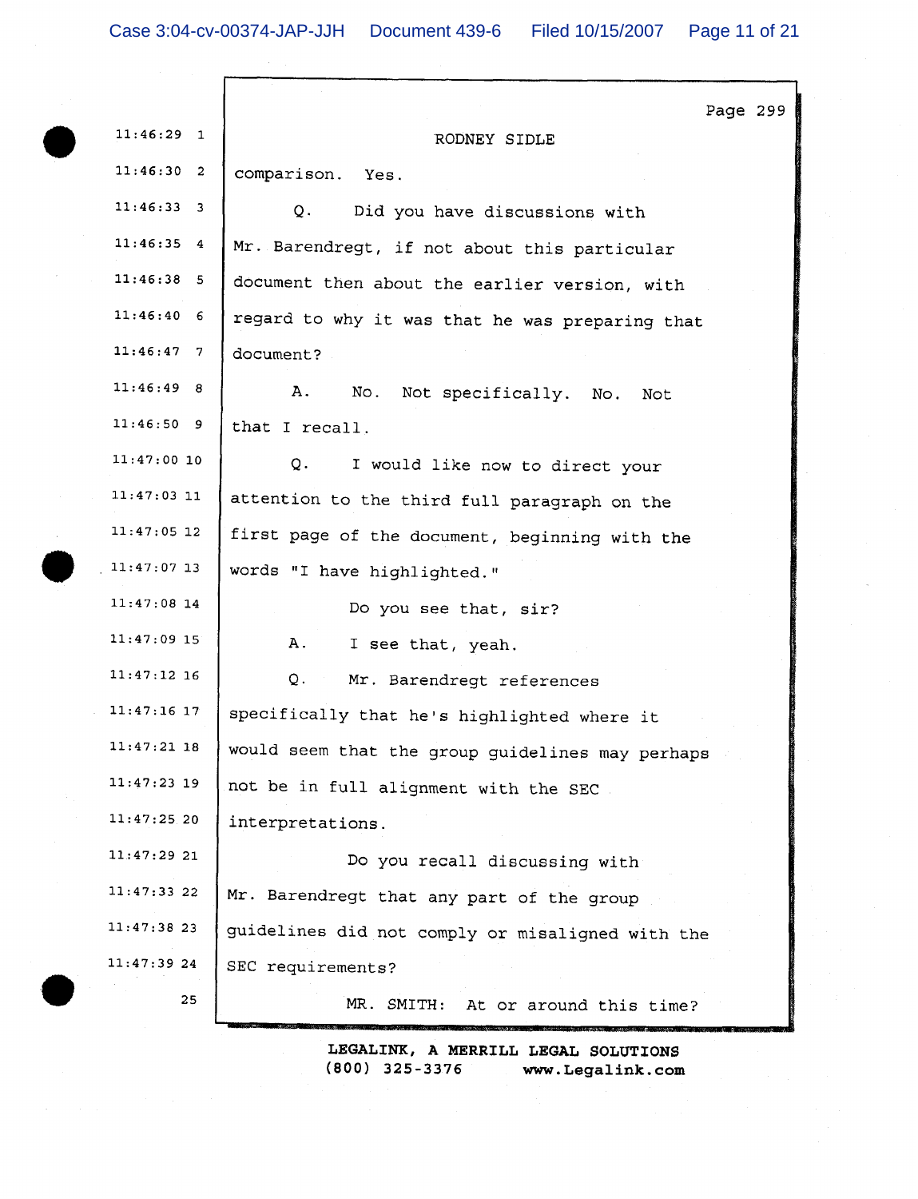RODNEY SIDLE

comparison. Yes.

Q. Did you have discussions with Mr. Barendregt, if not about this particular document then about the earlier version, with regard to why it was that he was preparing that document?

A. No. Not specifically. No. Not that I recall.

Q. I would like now to direct your attention to the third full paragraph on the first page of the document, beginning with the words "I have highlighted."

Do you see that, sir?

A. I see that, yeah.

Q. Mr. Barendregt references specifically that he's highlighted where it would seem that the group guidelines may perhaps not be in full alignment with the SEC interpretations.

Do you recall discussing with Mr. Barendregt that any part of the group guidelines did not comply or misaligned with the SEC requirements?

MR. SMITH: At or around this time?

LEGALINK, A MERRILL LEGAL SOLUTIONS
(800) 325-3376 www.Legalink.com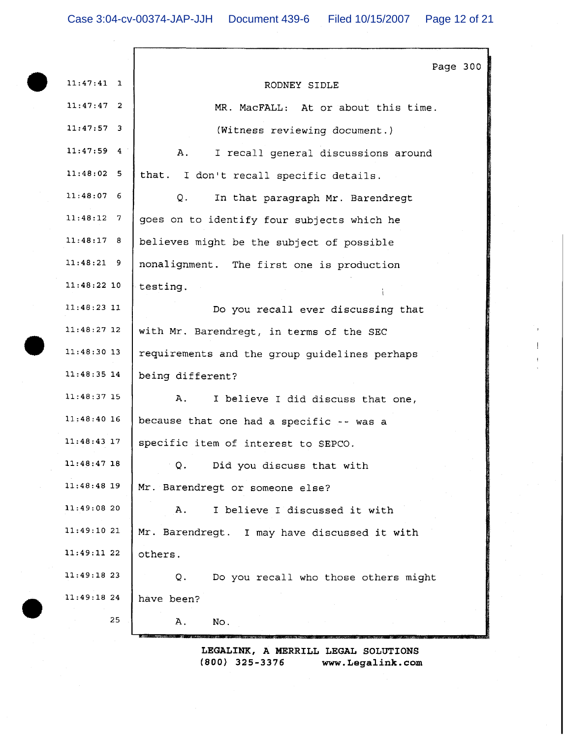RODNEY SIDLE

MR. MacFALL: At or about this time.

(Witness reviewing document.)

A. I recall general discussions around that. I don't recall specific details.

Q. In that paragraph Mr. Barendregt goes on to identify four subjects which he believes might be the subject of possible nonalignment. The first one is production testing.

Do you recall ever discussing that with Mr. Barendregt, in terms of the SEC requirements and the group guidelines perhaps being different?

A. I believe I did discuss that one, because that one had a specific -- was a specific item of interest to SEPCO.

Q. Did you discuss that with Mr. Barendregt or someone else?

A. I believe I discussed it with Mr. Barendregt. I may have discussed it with others.

Q. Do you recall who those others might have been?

A. No.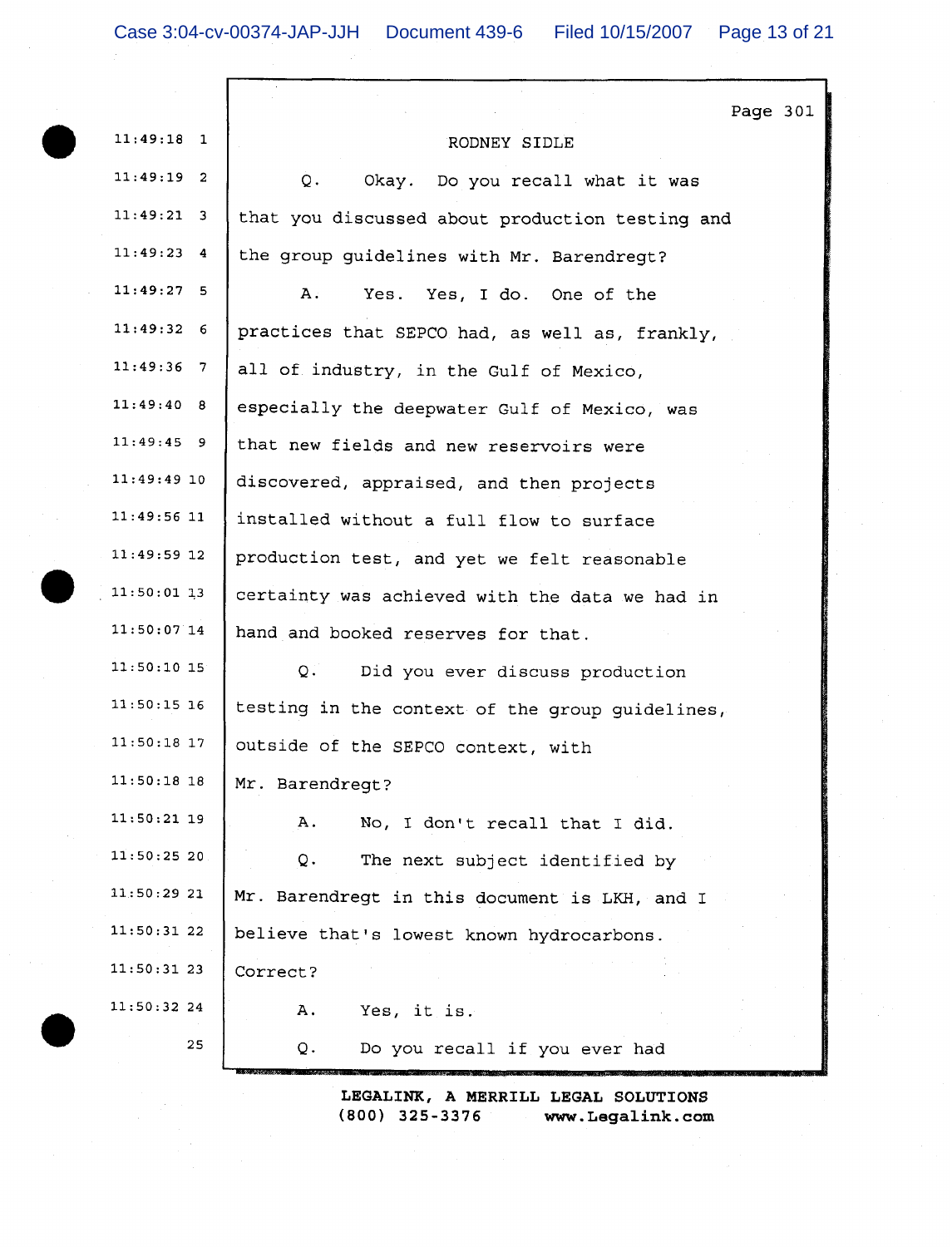Page 301

RODNEY SIDLE

11:49:18 1

11:49:19 2 Q. Okay. Do you recall what it was

11:49:21 3 that you discussed about production testing and

11:49:23 4 the group guidelines with Mr. Barendregt?

11:49:27 5 A. Yes. Yes, I do. One of the

11:49:32 6 practices that SEPCO had, as well as, frankly,

11:49:36 7 all of industry, in the Gulf of Mexico,

11:49:40 8 especially the deepwater Gulf of Mexico, was

11:49:45 9 that new fields and new reservoirs were

11:49:49 10 discovered, appraised, and then projects

11:49:56 11 installed without a full flow to surface

11:49:59 12 production test, and yet we felt reasonable

11:50:01 13 certainty was achieved with the data we had in

11:50:07 14 hand and booked reserves for that.

11:50:10 15 Q. Did you ever discuss production

11:50:15 16 testing in the context of the group guidelines,

11:50:18 17 outside of the SEPCO context, with

11:50:18 18 Mr. Barendregt?

11:50:21 19 A. No, I don't recall that I did.

11:50:25 20 Q. The next subject identified by

11:50:29 21 Mr. Barendregt in this document is LKH, and I

11:50:31 22 believe that's lowest known hydrocarbons.

11:50:31 23 Correct?

11:50:32 24 A. Yes, it is.

25 Q. Do you recall if you ever had

LEGALINK, A MERRILL LEGAL SOLUTIONS
(800) 325-3376 www.Legalink.com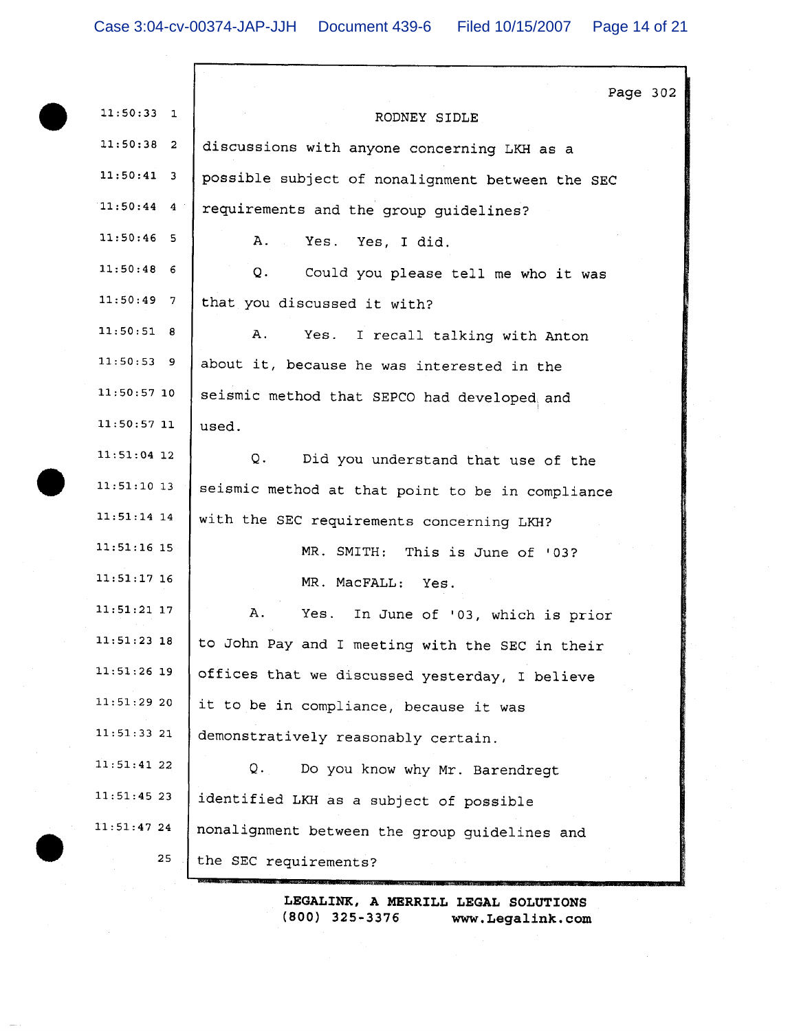RODNEY SIDLE

discussions with anyone concerning LKH as a possible subject of nonalignment between the SEC requirements and the group guidelines?

A. Yes. Yes, I did.

Q. Could you please tell me who it was that you discussed it with?

A. Yes. I recall talking with Anton about it, because he was interested in the seismic method that SEPCO had developed and used.

Q. Did you understand that use of the seismic method at that point to be in compliance with the SEC requirements concerning LKH?

MR. SMITH: This is June of '03?

MR. MacFALL: Yes.

A. Yes. In June of '03, which is prior to John Pay and I meeting with the SEC in their offices that we discussed yesterday, I believe it to be in compliance, because it was demonstratively reasonably certain.

Q. Do you know why Mr. Barendregt identified LKH as a subject of possible nonalignment between the group guidelines and the SEC requirements?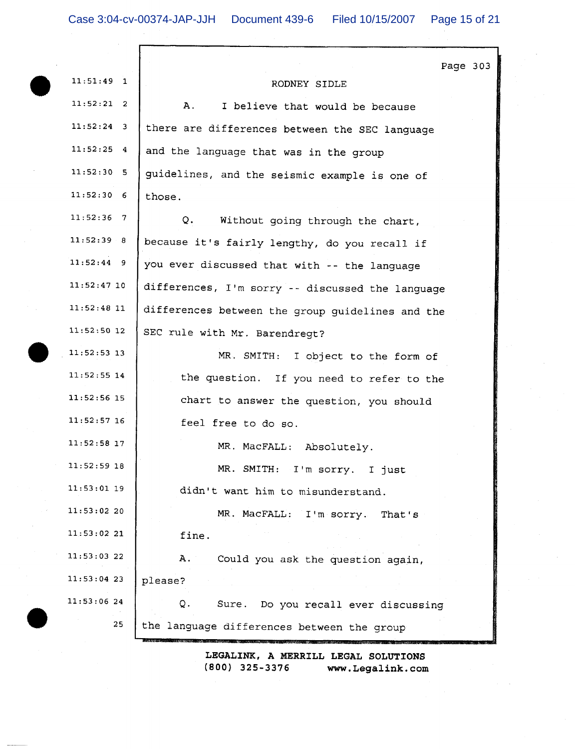RODNEY SIDLE

A. I believe that would be because there are differences between the SEC language and the language that was in the group guidelines, and the seismic example is one of those.

Q. Without going through the chart, because it's fairly lengthy, do you recall if you ever discussed that with -- the language differences, I'm sorry -- discussed the language differences between the group guidelines and the SEC rule with Mr. Barendregt?

MR. SMITH: I object to the form of the question. If you need to refer to the chart to answer the question, you should feel free to do so.

MR. MacFALL: Absolutely.

MR. SMITH: I'm sorry. I just didn't want him to misunderstand.

MR. MacFALL: I'm sorry. That's fine.

A. Could you ask the question again, please?

Q. Sure. Do you recall ever discussing the language differences between the group

LEGALINK, A MERRILL LEGAL SOLUTIONS
(800) 325-3376 www.Legalink.com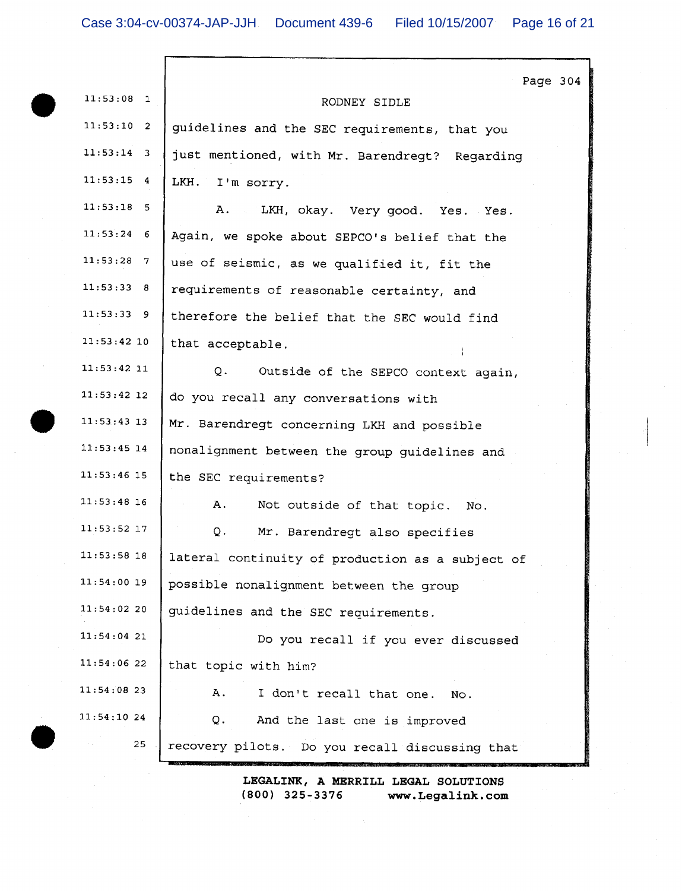RODNEY SIDLE

guidelines and the SEC requirements, that you just mentioned, with Mr. Barendregt? Regarding LKH. I'm sorry.

A. LKH, okay. Very good. Yes. Yes. Again, we spoke about SEPCO's belief that the use of seismic, as we qualified it, fit the requirements of reasonable certainty, and therefore the belief that the SEC would find that acceptable.

Q. Outside of the SEPCO context again, do you recall any conversations with Mr. Barendregt concerning LKH and possible nonalignment between the group guidelines and the SEC requirements?

A. Not outside of that topic. No.

Q. Mr. Barendregt also specifies lateral continuity of production as a subject of possible nonalignment between the group guidelines and the SEC requirements.

Do you recall if you ever discussed that topic with him?

A. I don't recall that one. No.

Q. And the last one is improved recovery pilots. Do you recall discussing that

LEGALINK, A MERRILL LEGAL SOLUTIONS
(800) 325-3376 www.Legalink.com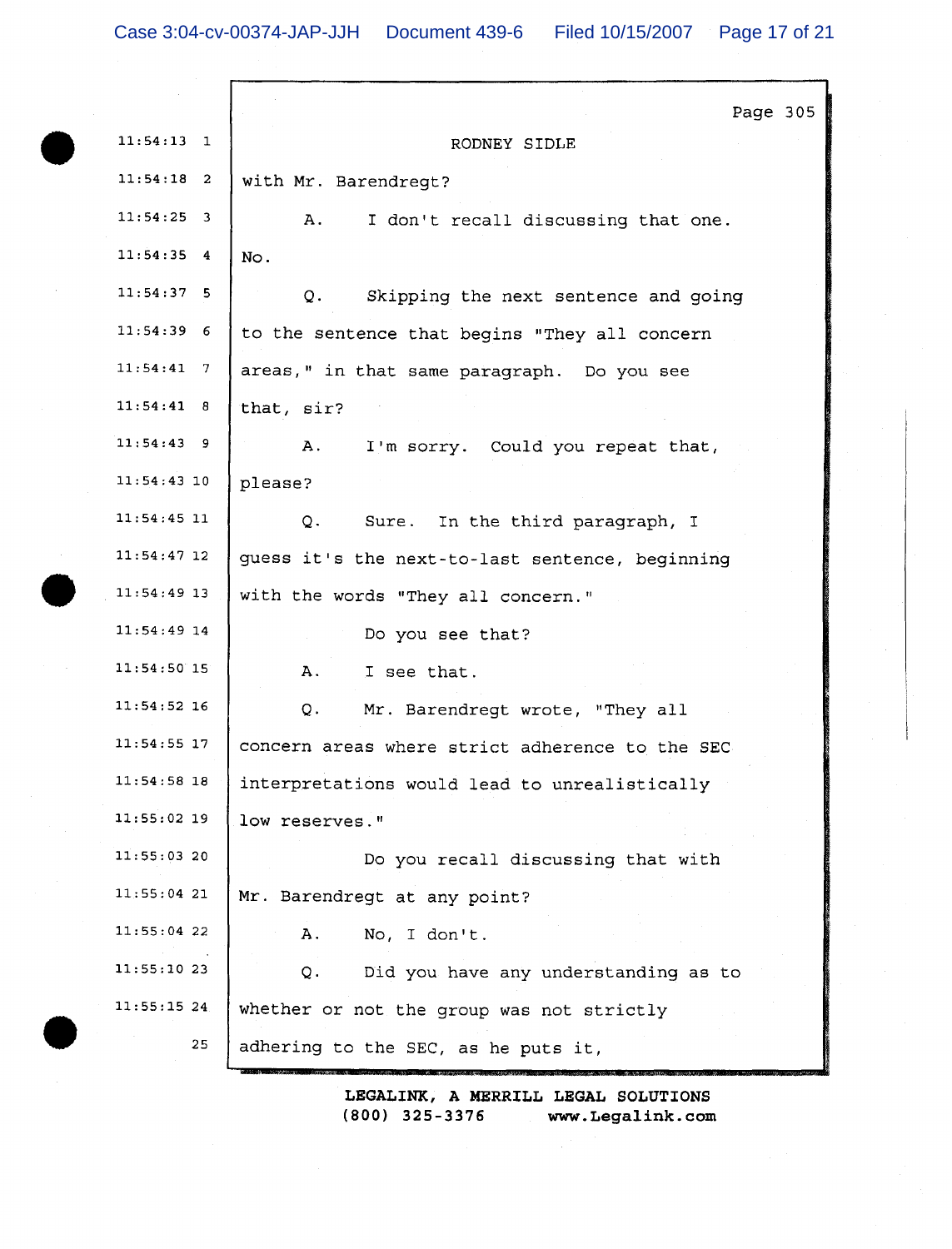RODNEY SIDLE

with Mr. Barendregt?

A. I don't recall discussing that one. No.

Q. Skipping the next sentence and going to the sentence that begins "They all concern areas," in that same paragraph. Do you see that, sir?

A. I'm sorry. Could you repeat that, please?

Q. Sure. In the third paragraph, I guess it's the next-to-last sentence, beginning with the words "They all concern."

Do you see that?

A. I see that.

Q. Mr. Barendregt wrote, "They all concern areas where strict adherence to the SEC interpretations would lead to unrealistically low reserves."

Do you recall discussing that with Mr. Barendregt at any point?

A. No, I don't.

Q. Did you have any understanding as to whether or not the group was not strictly adhering to the SEC, as he puts it,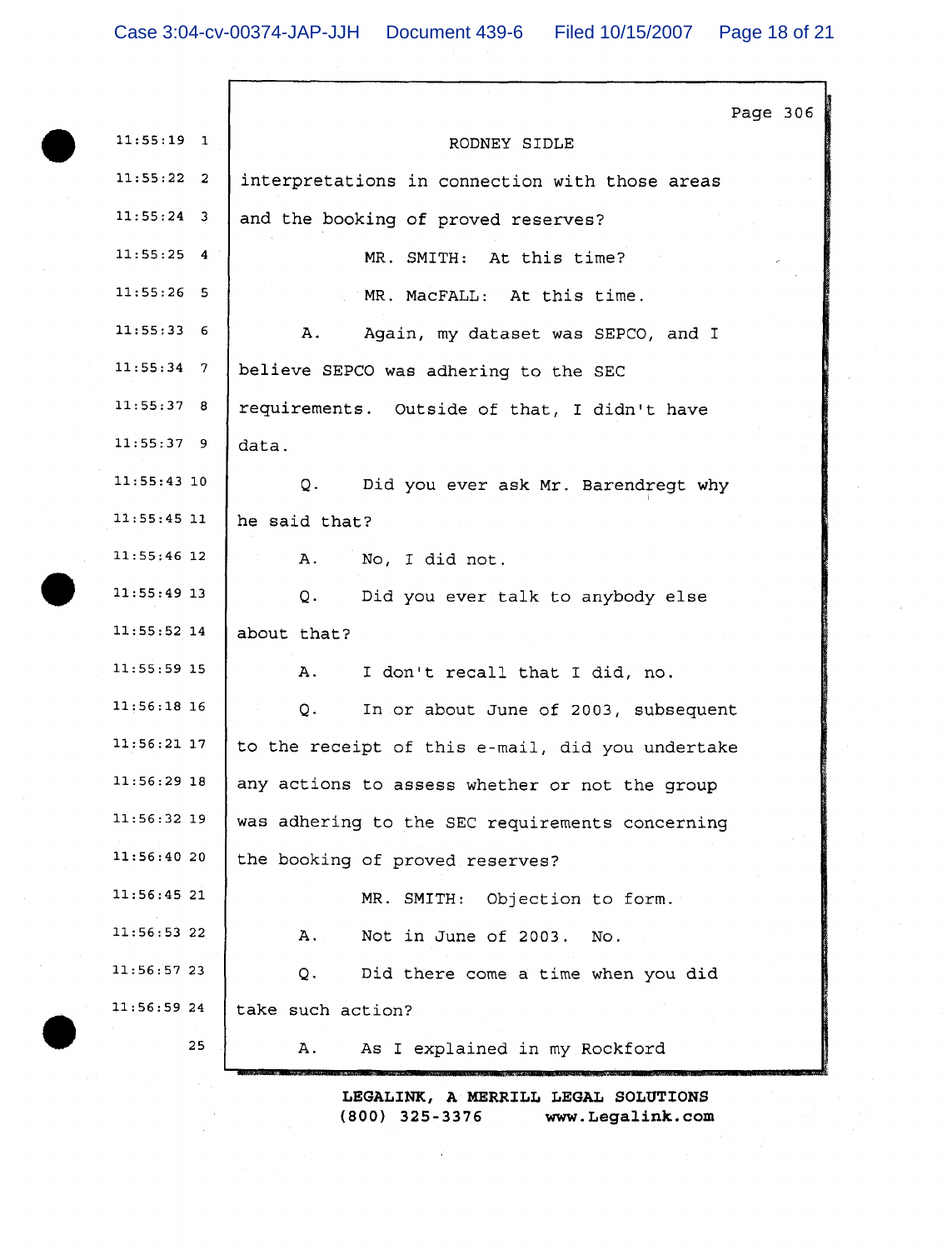Page 306

RODNEY SIDLE

interpretations in connection with those areas and the booking of proved reserves?

MR. SMITH: At this time?

MR. MacFALL: At this time.

A. Again, my dataset was SEPCO, and I believe SEPCO was adhering to the SEC requirements. Outside of that, I didn't have data.

Q. Did you ever ask Mr. Barendregt why he said that?

A. No, I did not.

Q. Did you ever talk to anybody else about that?

A. I don't recall that I did, no.

Q. In or about June of 2003, subsequent to the receipt of this e-mail, did you undertake any actions to assess whether or not the group was adhering to the SEC requirements concerning the booking of proved reserves?

MR. SMITH: Objection to form.

A. Not in June of 2003. No.

Q. Did there come a time when you did take such action?

A. As I explained in my Rockford

LEGALINK, A MERRILL LEGAL SOLUTIONS
(800) 325-3376 www.Legalink.com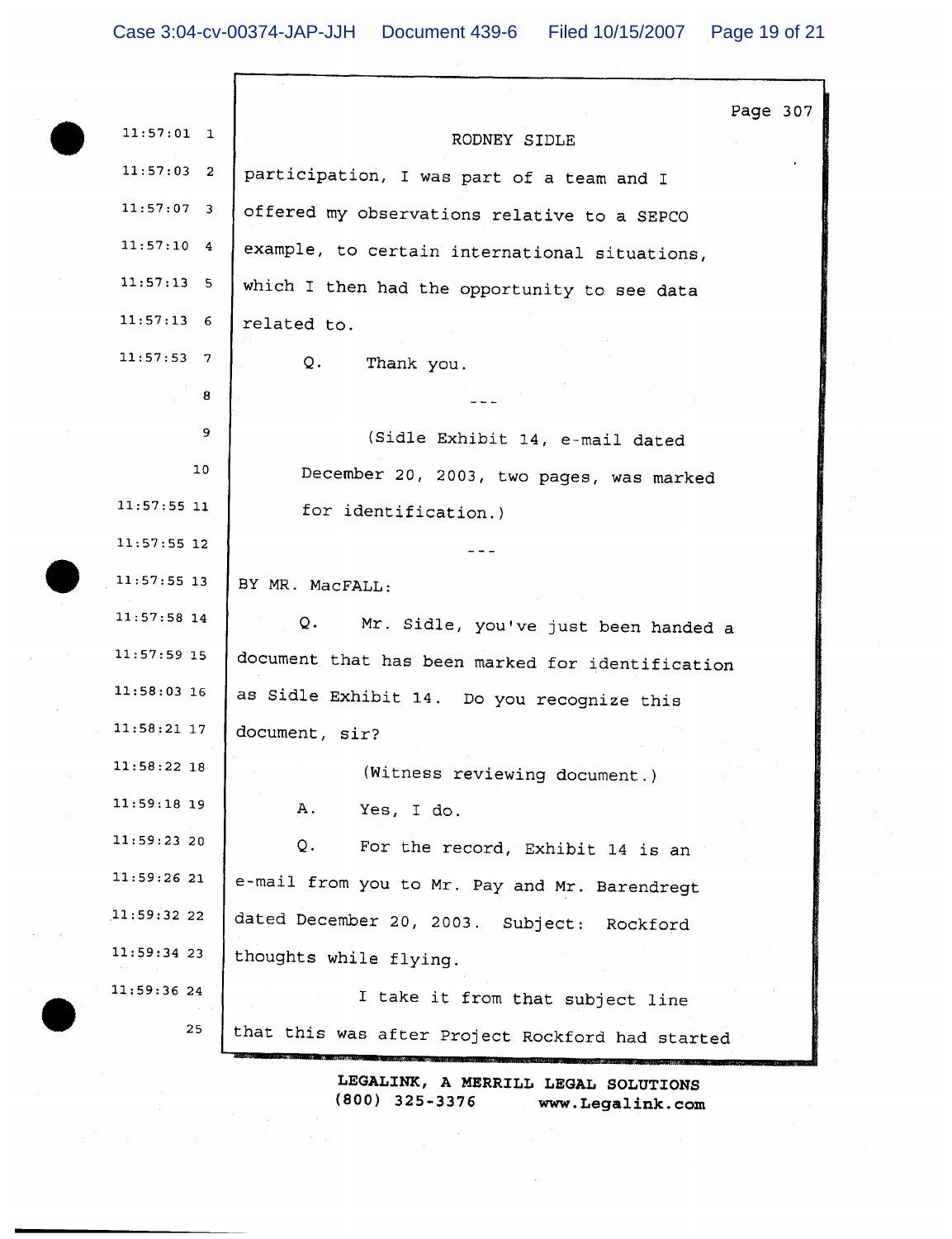Page 307

| | | |
|---|---|---|
| 11:57:01 | 1 | RODNEY SIDLE |
| 11:57:03 | 2 | participation, I was part of a team and I |
| 11:57:07 | 3 | offered my observations relative to a SEPCO |
| 11:57:10 | 4 | example, to certain international situations, |
| 11:57:13 | 5 | which I then had the opportunity to see data |
| 11:57:13 | 6 | related to. |
| 11:57:53 | 7 | Q. Thank you. |
| | 8 | --- |
| | 9 | (Sidle Exhibit 14, e-mail dated |
| | 10 | December 20, 2003, two pages, was marked |
| 11:57:55 | 11 | for identification.) |
| 11:57:55 | 12 | --- |
| 11:57:55 | 13 | BY MR. MacFALL: |
| 11:57:58 | 14 | Q. Mr. Sidle, you've just been handed a |
| 11:57:59 | 15 | document that has been marked for identification |
| 11:58:03 | 16 | as Sidle Exhibit 14. Do you recognize this |
| 11:58:21 | 17 | document, sir? |
| 11:58:22 | 18 | (Witness reviewing document.) |
| 11:59:18 | 19 | A. Yes, I do. |
| 11:59:23 | 20 | Q. For the record, Exhibit 14 is an |
| 11:59:26 | 21 | e-mail from you to Mr. Pay and Mr. Barendregt |
| 11:59:32 | 22 | dated December 20, 2003. Subject: Rockford |
| 11:59:34 | 23 | thoughts while flying. |
| 11:59:36 | 24 | I take it from that subject line |
| | 25 | that this was after Project Rockford had started |

LEGALINK, A MERRILL LEGAL SOLUTIONS
(800) 325-3376 www.Legalink.com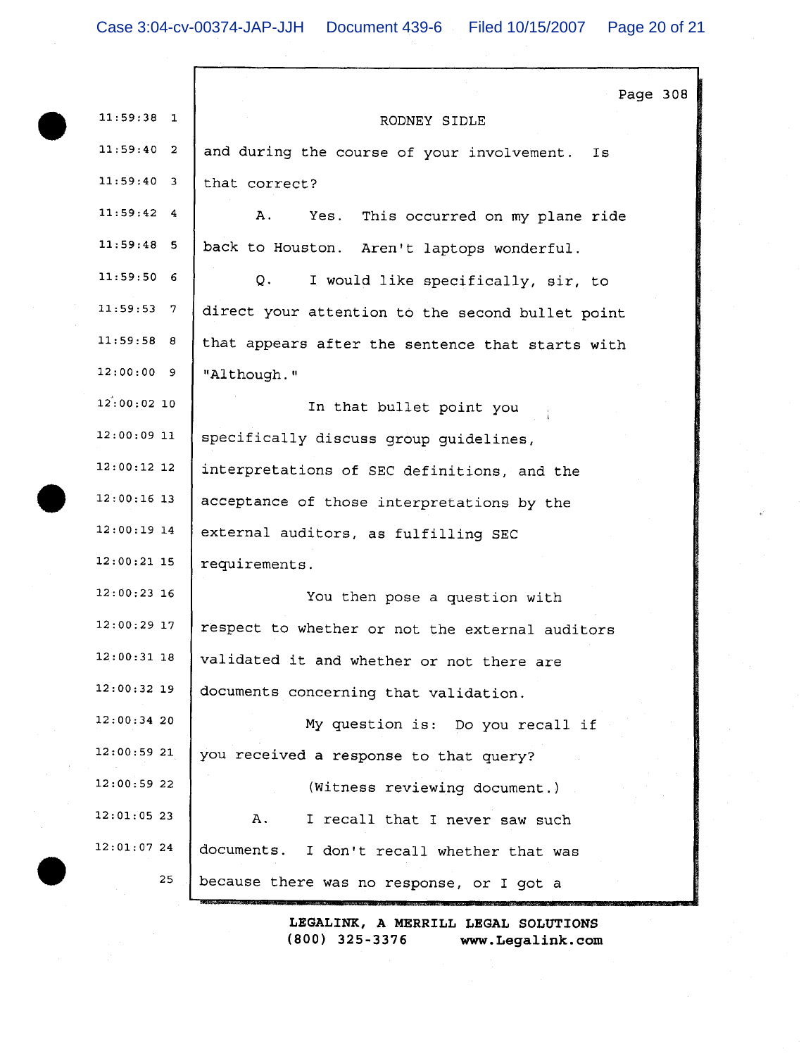RODNEY SIDLE

and during the course of your involvement. Is that correct?

A. Yes. This occurred on my plane ride back to Houston. Aren't laptops wonderful.

Q. I would like specifically, sir, to direct your attention to the second bullet point that appears after the sentence that starts with "Although."

In that bullet point you specifically discuss group guidelines, interpretations of SEC definitions, and the acceptance of those interpretations by the external auditors, as fulfilling SEC requirements.

You then pose a question with respect to whether or not the external auditors validated it and whether or not there are documents concerning that validation.

My question is: Do you recall if you received a response to that query?

(Witness reviewing document.)

A. I recall that I never saw such documents. I don't recall whether that was because there was no response, or I got a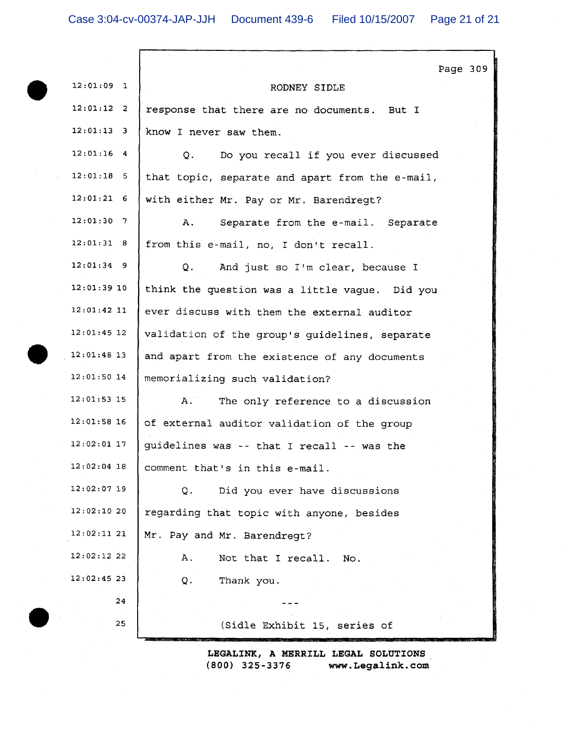RODNEY SIDLE

response that there are no documents. But I know I never saw them.

Q. Do you recall if you ever discussed that topic, separate and apart from the e-mail, with either Mr. Pay or Mr. Barendregt?

A. Separate from the e-mail. Separate from this e-mail, no, I don't recall.

Q. And just so I'm clear, because I think the question was a little vague. Did you ever discuss with them the external auditor validation of the group's guidelines, separate and apart from the existence of any documents memorializing such validation?

A. The only reference to a discussion of external auditor validation of the group guidelines was -- that I recall -- was the comment that's in this e-mail.

Q. Did you ever have discussions regarding that topic with anyone, besides Mr. Pay and Mr. Barendregt?

A. Not that I recall. No.

Q. Thank you.

---

(Sidle Exhibit 15, series of